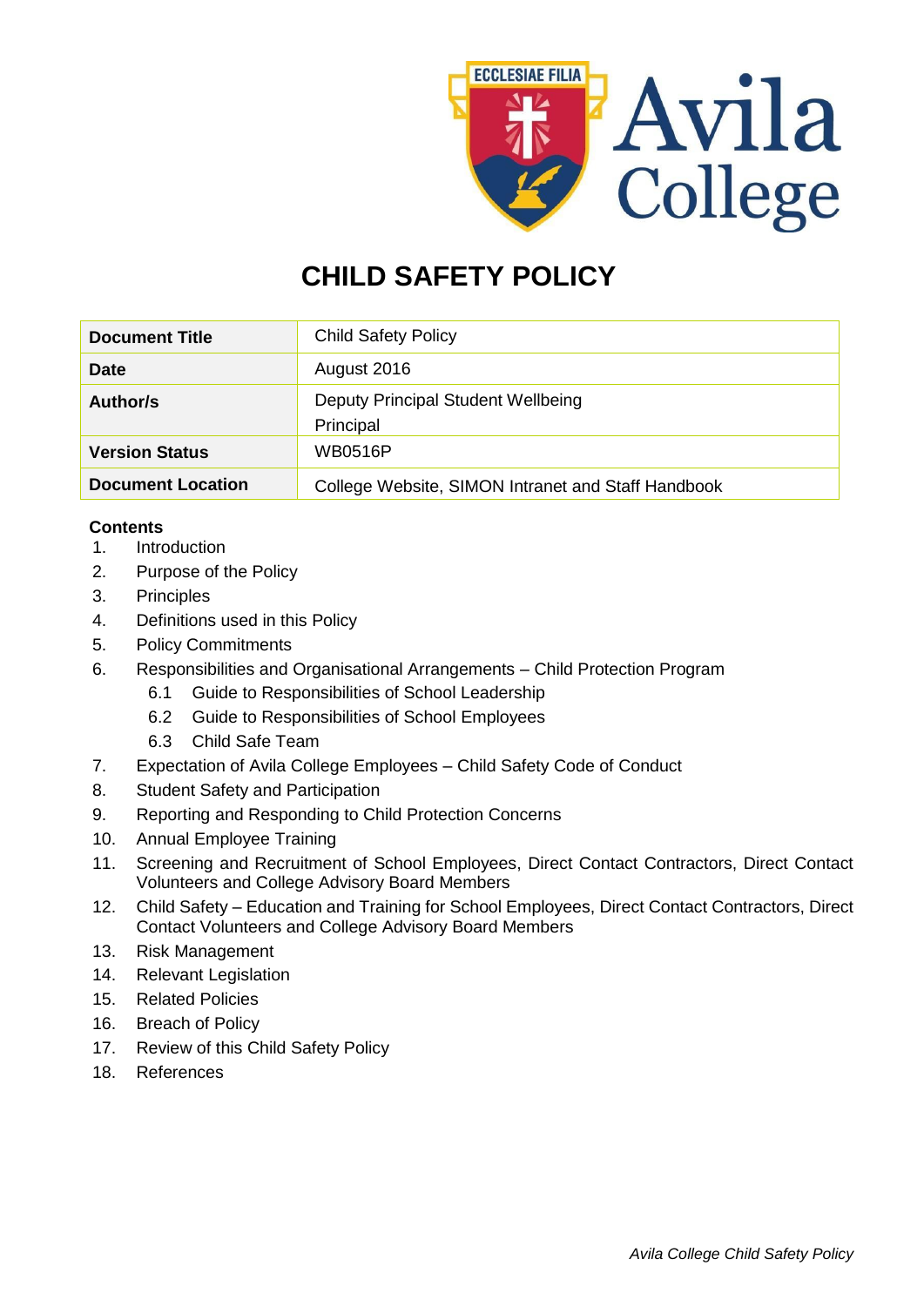# CHILD SAFETY POLICY

| Document Title | Child Safety Policy |
|---|---|
| Date | August 2016 |
| Author/s | Deputy Principal Student Wellbeing<br>Principal |
| Version Status | WB0516P |
| Document Location | College Website, SIMON Intranet and Staff Handbook |

**Contents**

1. Introduction
2. Purpose of the Policy
3. Principles
4. Definitions used in this Policy
5. Policy Commitments
6. Responsibilities and Organisational Arrangements – Child Protection Program
   - 6.1 Guide to Responsibilities of School Leadership
   - 6.2 Guide to Responsibilities of School Employees
   - 6.3 Child Safe Team
7. Expectation of Avila College Employees – Child Safety Code of Conduct
8. Student Safety and Participation
9. Reporting and Responding to Child Protection Concerns
10. Annual Employee Training
11. Screening and Recruitment of School Employees, Direct Contact Contractors, Direct Contact Volunteers and College Advisory Board Members
12. Child Safety – Education and Training for School Employees, Direct Contact Contractors, Direct Contact Volunteers and College Advisory Board Members
13. Risk Management
14. Relevant Legislation
15. Related Policies
16. Breach of Policy
17. Review of this Child Safety Policy
18. References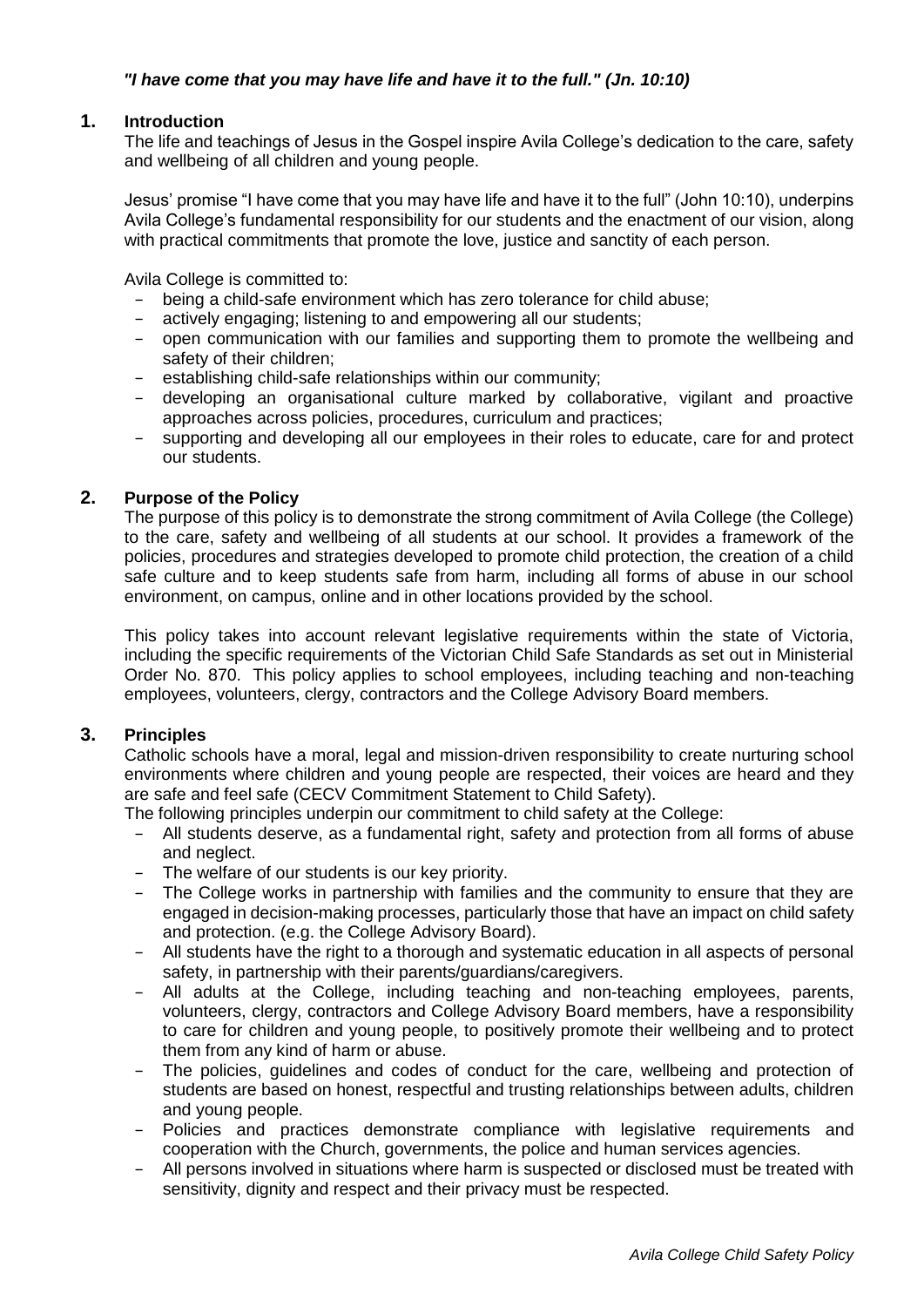***"I have come that you may have life and have it to the full." (Jn. 10:10)***

## 1. Introduction

The life and teachings of Jesus in the Gospel inspire Avila College's dedication to the care, safety and wellbeing of all children and young people.

Jesus' promise "I have come that you may have life and have it to the full" (John 10:10), underpins Avila College's fundamental responsibility for our students and the enactment of our vision, along with practical commitments that promote the love, justice and sanctity of each person.

Avila College is committed to:

- being a child-safe environment which has zero tolerance for child abuse;
- actively engaging; listening to and empowering all our students;
- open communication with our families and supporting them to promote the wellbeing and safety of their children;
- establishing child-safe relationships within our community;
- developing an organisational culture marked by collaborative, vigilant and proactive approaches across policies, procedures, curriculum and practices;
- supporting and developing all our employees in their roles to educate, care for and protect our students.

## 2. Purpose of the Policy

The purpose of this policy is to demonstrate the strong commitment of Avila College (the College) to the care, safety and wellbeing of all students at our school. It provides a framework of the policies, procedures and strategies developed to promote child protection, the creation of a child safe culture and to keep students safe from harm, including all forms of abuse in our school environment, on campus, online and in other locations provided by the school.

This policy takes into account relevant legislative requirements within the state of Victoria, including the specific requirements of the Victorian Child Safe Standards as set out in Ministerial Order No. 870. This policy applies to school employees, including teaching and non-teaching employees, volunteers, clergy, contractors and the College Advisory Board members.

## 3. Principles

Catholic schools have a moral, legal and mission-driven responsibility to create nurturing school environments where children and young people are respected, their voices are heard and they are safe and feel safe (CECV Commitment Statement to Child Safety).

The following principles underpin our commitment to child safety at the College:

- All students deserve, as a fundamental right, safety and protection from all forms of abuse and neglect.
- The welfare of our students is our key priority.
- The College works in partnership with families and the community to ensure that they are engaged in decision-making processes, particularly those that have an impact on child safety and protection. (e.g. the College Advisory Board).
- All students have the right to a thorough and systematic education in all aspects of personal safety, in partnership with their parents/guardians/caregivers.
- All adults at the College, including teaching and non-teaching employees, parents, volunteers, clergy, contractors and College Advisory Board members, have a responsibility to care for children and young people, to positively promote their wellbeing and to protect them from any kind of harm or abuse.
- The policies, guidelines and codes of conduct for the care, wellbeing and protection of students are based on honest, respectful and trusting relationships between adults, children and young people.
- Policies and practices demonstrate compliance with legislative requirements and cooperation with the Church, governments, the police and human services agencies.
- All persons involved in situations where harm is suspected or disclosed must be treated with sensitivity, dignity and respect and their privacy must be respected.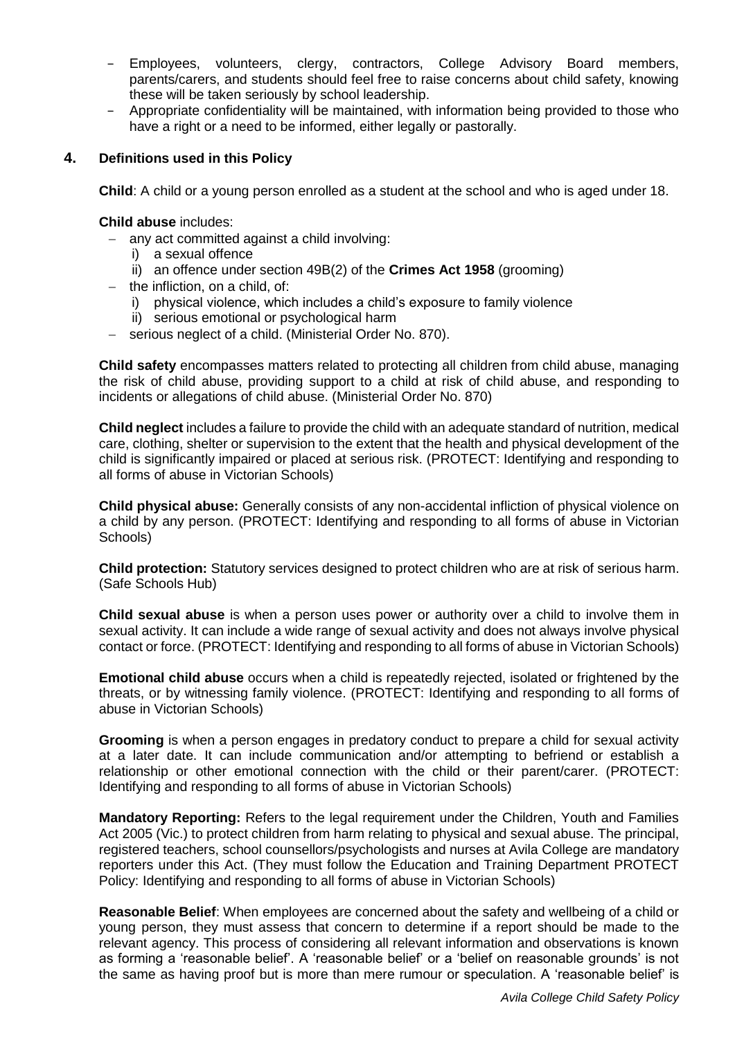- Employees, volunteers, clergy, contractors, College Advisory Board members, parents/carers, and students should feel free to raise concerns about child safety, knowing these will be taken seriously by school leadership.
- Appropriate confidentiality will be maintained, with information being provided to those who have a right or a need to be informed, either legally or pastorally.

## 4. Definitions used in this Policy

**Child**: A child or a young person enrolled as a student at the school and who is aged under 18.

**Child abuse** includes:

- any act committed against a child involving:
  - i) a sexual offence
  - ii) an offence under section 49B(2) of the **Crimes Act 1958** (grooming)
- the infliction, on a child, of:
  - i) physical violence, which includes a child's exposure to family violence
  - ii) serious emotional or psychological harm
- serious neglect of a child. (Ministerial Order No. 870).

**Child safety** encompasses matters related to protecting all children from child abuse, managing the risk of child abuse, providing support to a child at risk of child abuse, and responding to incidents or allegations of child abuse. (Ministerial Order No. 870)

**Child neglect** includes a failure to provide the child with an adequate standard of nutrition, medical care, clothing, shelter or supervision to the extent that the health and physical development of the child is significantly impaired or placed at serious risk. (PROTECT: Identifying and responding to all forms of abuse in Victorian Schools)

**Child physical abuse:** Generally consists of any non-accidental infliction of physical violence on a child by any person. (PROTECT: Identifying and responding to all forms of abuse in Victorian Schools)

**Child protection:** Statutory services designed to protect children who are at risk of serious harm. (Safe Schools Hub)

**Child sexual abuse** is when a person uses power or authority over a child to involve them in sexual activity. It can include a wide range of sexual activity and does not always involve physical contact or force. (PROTECT: Identifying and responding to all forms of abuse in Victorian Schools)

**Emotional child abuse** occurs when a child is repeatedly rejected, isolated or frightened by the threats, or by witnessing family violence. (PROTECT: Identifying and responding to all forms of abuse in Victorian Schools)

**Grooming** is when a person engages in predatory conduct to prepare a child for sexual activity at a later date. It can include communication and/or attempting to befriend or establish a relationship or other emotional connection with the child or their parent/carer. (PROTECT: Identifying and responding to all forms of abuse in Victorian Schools)

**Mandatory Reporting:** Refers to the legal requirement under the Children, Youth and Families Act 2005 (Vic.) to protect children from harm relating to physical and sexual abuse. The principal, registered teachers, school counsellors/psychologists and nurses at Avila College are mandatory reporters under this Act. (They must follow the Education and Training Department PROTECT Policy: Identifying and responding to all forms of abuse in Victorian Schools)

**Reasonable Belief**: When employees are concerned about the safety and wellbeing of a child or young person, they must assess that concern to determine if a report should be made to the relevant agency. This process of considering all relevant information and observations is known as forming a 'reasonable belief'. A 'reasonable belief' or a 'belief on reasonable grounds' is not the same as having proof but is more than mere rumour or speculation. A 'reasonable belief' is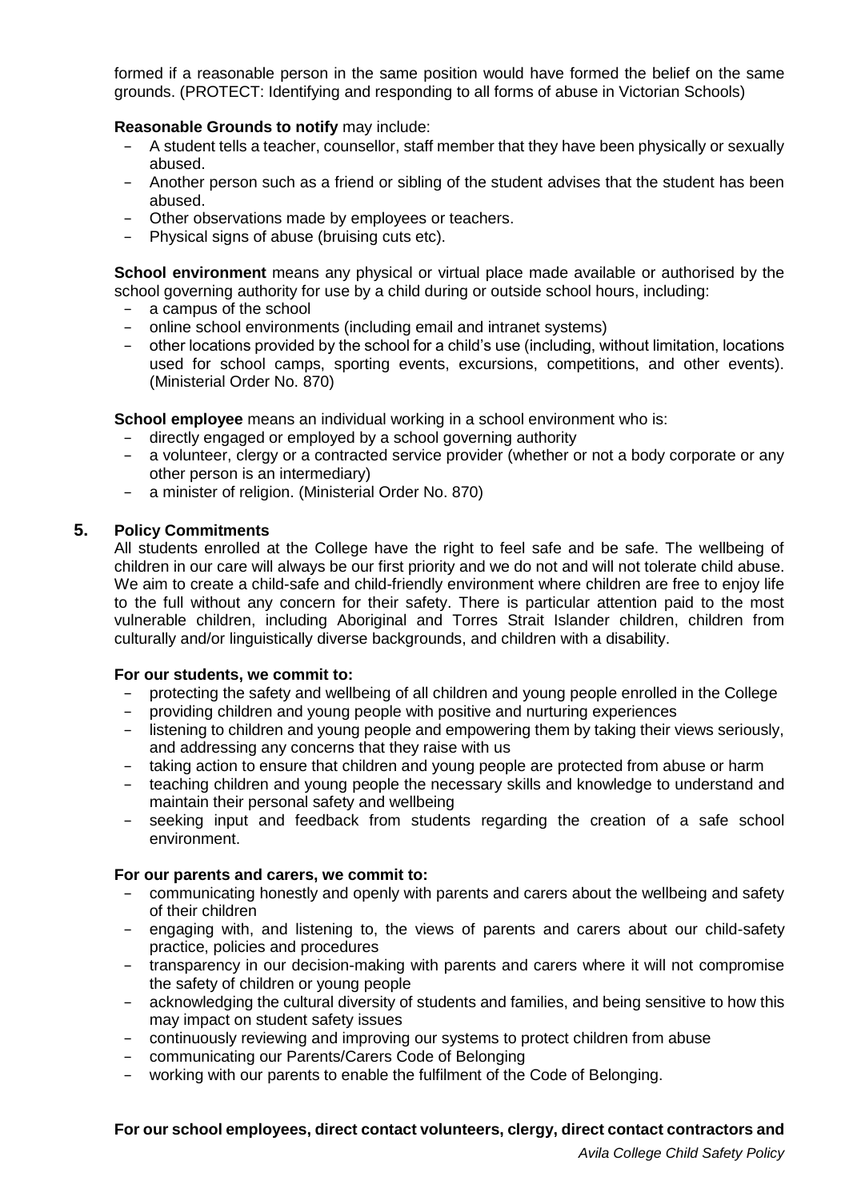formed if a reasonable person in the same position would have formed the belief on the same grounds. (PROTECT: Identifying and responding to all forms of abuse in Victorian Schools)

**Reasonable Grounds to notify** may include:

- A student tells a teacher, counsellor, staff member that they have been physically or sexually abused.
- Another person such as a friend or sibling of the student advises that the student has been abused.
- Other observations made by employees or teachers.
- Physical signs of abuse (bruising cuts etc).

**School environment** means any physical or virtual place made available or authorised by the school governing authority for use by a child during or outside school hours, including:

- a campus of the school
- online school environments (including email and intranet systems)
- other locations provided by the school for a child's use (including, without limitation, locations used for school camps, sporting events, excursions, competitions, and other events). (Ministerial Order No. 870)

**School employee** means an individual working in a school environment who is:

- directly engaged or employed by a school governing authority
- a volunteer, clergy or a contracted service provider (whether or not a body corporate or any other person is an intermediary)
- a minister of religion. (Ministerial Order No. 870)

## 5. Policy Commitments

All students enrolled at the College have the right to feel safe and be safe. The wellbeing of children in our care will always be our first priority and we do not and will not tolerate child abuse. We aim to create a child-safe and child-friendly environment where children are free to enjoy life to the full without any concern for their safety. There is particular attention paid to the most vulnerable children, including Aboriginal and Torres Strait Islander children, children from culturally and/or linguistically diverse backgrounds, and children with a disability.

**For our students, we commit to:**

- protecting the safety and wellbeing of all children and young people enrolled in the College
- providing children and young people with positive and nurturing experiences
- listening to children and young people and empowering them by taking their views seriously, and addressing any concerns that they raise with us
- taking action to ensure that children and young people are protected from abuse or harm
- teaching children and young people the necessary skills and knowledge to understand and maintain their personal safety and wellbeing
- seeking input and feedback from students regarding the creation of a safe school environment.

**For our parents and carers, we commit to:**

- communicating honestly and openly with parents and carers about the wellbeing and safety of their children
- engaging with, and listening to, the views of parents and carers about our child-safety practice, policies and procedures
- transparency in our decision-making with parents and carers where it will not compromise the safety of children or young people
- acknowledging the cultural diversity of students and families, and being sensitive to how this may impact on student safety issues
- continuously reviewing and improving our systems to protect children from abuse
- communicating our Parents/Carers Code of Belonging
- working with our parents to enable the fulfilment of the Code of Belonging.

**For our school employees, direct contact volunteers, clergy, direct contact contractors and**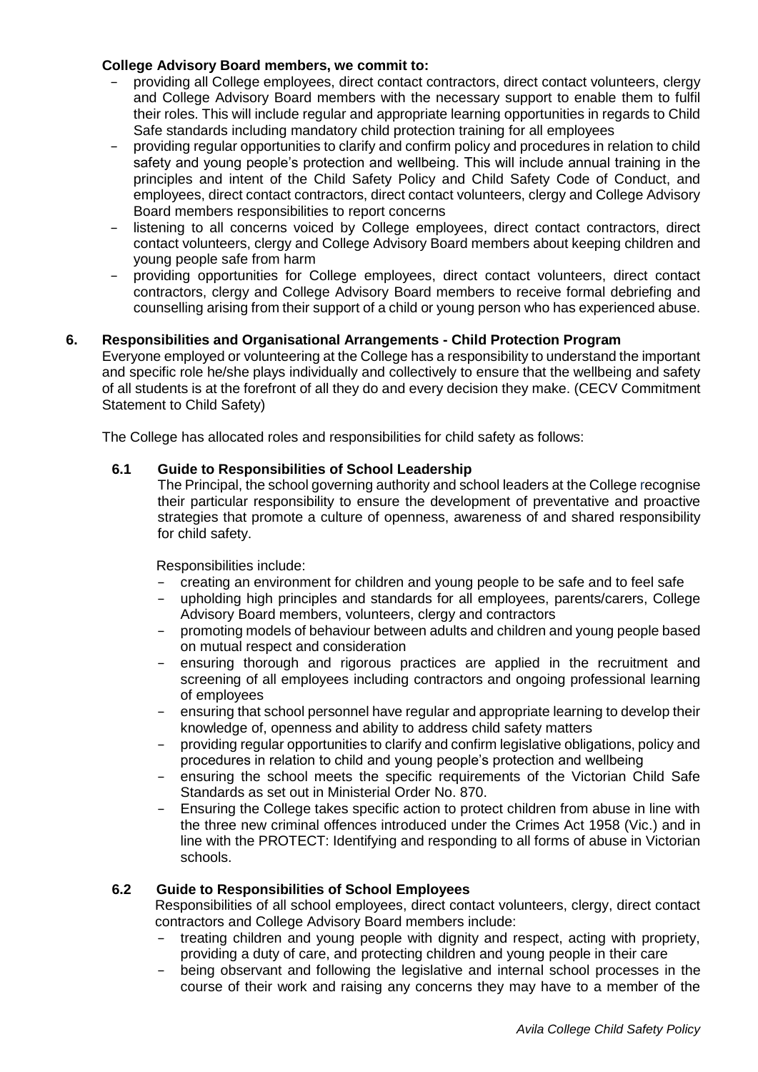**College Advisory Board members, we commit to:**

- providing all College employees, direct contact contractors, direct contact volunteers, clergy and College Advisory Board members with the necessary support to enable them to fulfil their roles. This will include regular and appropriate learning opportunities in regards to Child Safe standards including mandatory child protection training for all employees
- providing regular opportunities to clarify and confirm policy and procedures in relation to child safety and young people's protection and wellbeing. This will include annual training in the principles and intent of the Child Safety Policy and Child Safety Code of Conduct, and employees, direct contact contractors, direct contact volunteers, clergy and College Advisory Board members responsibilities to report concerns
- listening to all concerns voiced by College employees, direct contact contractors, direct contact volunteers, clergy and College Advisory Board members about keeping children and young people safe from harm
- providing opportunities for College employees, direct contact volunteers, direct contact contractors, clergy and College Advisory Board members to receive formal debriefing and counselling arising from their support of a child or young person who has experienced abuse.

## 6. Responsibilities and Organisational Arrangements - Child Protection Program

Everyone employed or volunteering at the College has a responsibility to understand the important and specific role he/she plays individually and collectively to ensure that the wellbeing and safety of all students is at the forefront of all they do and every decision they make. (CECV Commitment Statement to Child Safety)

The College has allocated roles and responsibilities for child safety as follows:

### 6.1 Guide to Responsibilities of School Leadership

The Principal, the school governing authority and school leaders at the College recognise their particular responsibility to ensure the development of preventative and proactive strategies that promote a culture of openness, awareness of and shared responsibility for child safety.

Responsibilities include:

- creating an environment for children and young people to be safe and to feel safe
- upholding high principles and standards for all employees, parents/carers, College Advisory Board members, volunteers, clergy and contractors
- promoting models of behaviour between adults and children and young people based on mutual respect and consideration
- ensuring thorough and rigorous practices are applied in the recruitment and screening of all employees including contractors and ongoing professional learning of employees
- ensuring that school personnel have regular and appropriate learning to develop their knowledge of, openness and ability to address child safety matters
- providing regular opportunities to clarify and confirm legislative obligations, policy and procedures in relation to child and young people's protection and wellbeing
- ensuring the school meets the specific requirements of the Victorian Child Safe Standards as set out in Ministerial Order No. 870.
- Ensuring the College takes specific action to protect children from abuse in line with the three new criminal offences introduced under the Crimes Act 1958 (Vic.) and in line with the PROTECT: Identifying and responding to all forms of abuse in Victorian schools.

### 6.2 Guide to Responsibilities of School Employees

Responsibilities of all school employees, direct contact volunteers, clergy, direct contact contractors and College Advisory Board members include:

- treating children and young people with dignity and respect, acting with propriety, providing a duty of care, and protecting children and young people in their care
- being observant and following the legislative and internal school processes in the course of their work and raising any concerns they may have to a member of the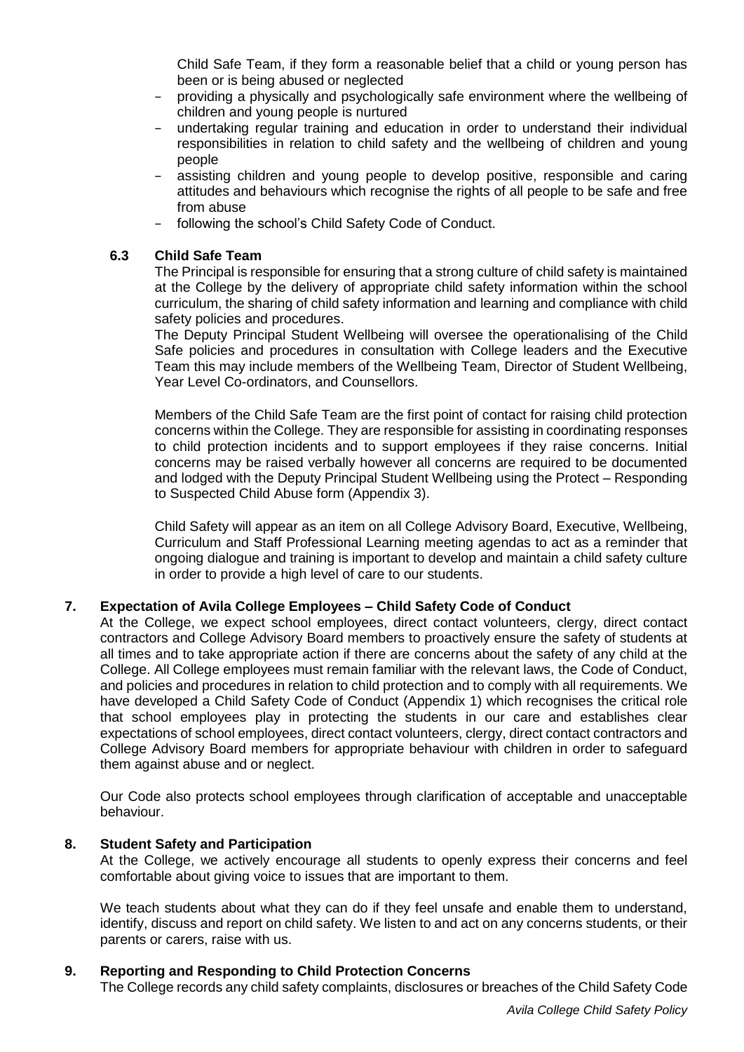Child Safe Team, if they form a reasonable belief that a child or young person has been or is being abused or neglected

- providing a physically and psychologically safe environment where the wellbeing of children and young people is nurtured
- undertaking regular training and education in order to understand their individual responsibilities in relation to child safety and the wellbeing of children and young people
- assisting children and young people to develop positive, responsible and caring attitudes and behaviours which recognise the rights of all people to be safe and free from abuse
- following the school's Child Safety Code of Conduct.

### 6.3 Child Safe Team

The Principal is responsible for ensuring that a strong culture of child safety is maintained at the College by the delivery of appropriate child safety information within the school curriculum, the sharing of child safety information and learning and compliance with child safety policies and procedures.

The Deputy Principal Student Wellbeing will oversee the operationalising of the Child Safe policies and procedures in consultation with College leaders and the Executive Team this may include members of the Wellbeing Team, Director of Student Wellbeing, Year Level Co-ordinators, and Counsellors.

Members of the Child Safe Team are the first point of contact for raising child protection concerns within the College. They are responsible for assisting in coordinating responses to child protection incidents and to support employees if they raise concerns. Initial concerns may be raised verbally however all concerns are required to be documented and lodged with the Deputy Principal Student Wellbeing using the Protect – Responding to Suspected Child Abuse form (Appendix 3).

Child Safety will appear as an item on all College Advisory Board, Executive, Wellbeing, Curriculum and Staff Professional Learning meeting agendas to act as a reminder that ongoing dialogue and training is important to develop and maintain a child safety culture in order to provide a high level of care to our students.

## 7. Expectation of Avila College Employees – Child Safety Code of Conduct

At the College, we expect school employees, direct contact volunteers, clergy, direct contact contractors and College Advisory Board members to proactively ensure the safety of students at all times and to take appropriate action if there are concerns about the safety of any child at the College. All College employees must remain familiar with the relevant laws, the Code of Conduct, and policies and procedures in relation to child protection and to comply with all requirements. We have developed a Child Safety Code of Conduct (Appendix 1) which recognises the critical role that school employees play in protecting the students in our care and establishes clear expectations of school employees, direct contact volunteers, clergy, direct contact contractors and College Advisory Board members for appropriate behaviour with children in order to safeguard them against abuse and or neglect.

Our Code also protects school employees through clarification of acceptable and unacceptable behaviour.

## 8. Student Safety and Participation

At the College, we actively encourage all students to openly express their concerns and feel comfortable about giving voice to issues that are important to them.

We teach students about what they can do if they feel unsafe and enable them to understand, identify, discuss and report on child safety. We listen to and act on any concerns students, or their parents or carers, raise with us.

## 9. Reporting and Responding to Child Protection Concerns

The College records any child safety complaints, disclosures or breaches of the Child Safety Code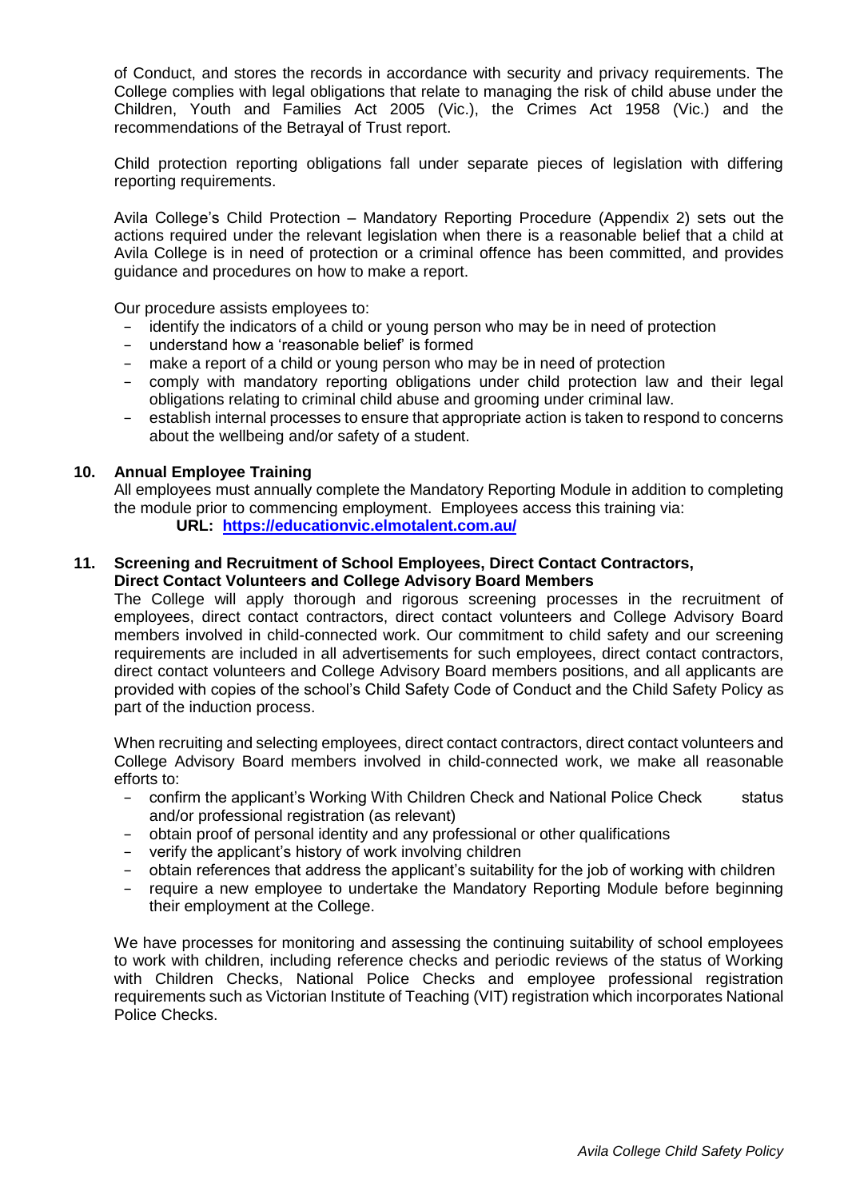of Conduct, and stores the records in accordance with security and privacy requirements. The College complies with legal obligations that relate to managing the risk of child abuse under the Children, Youth and Families Act 2005 (Vic.), the Crimes Act 1958 (Vic.) and the recommendations of the Betrayal of Trust report.

Child protection reporting obligations fall under separate pieces of legislation with differing reporting requirements.

Avila College's Child Protection – Mandatory Reporting Procedure (Appendix 2) sets out the actions required under the relevant legislation when there is a reasonable belief that a child at Avila College is in need of protection or a criminal offence has been committed, and provides guidance and procedures on how to make a report.

Our procedure assists employees to:

- identify the indicators of a child or young person who may be in need of protection
- understand how a 'reasonable belief' is formed
- make a report of a child or young person who may be in need of protection
- comply with mandatory reporting obligations under child protection law and their legal obligations relating to criminal child abuse and grooming under criminal law.
- establish internal processes to ensure that appropriate action is taken to respond to concerns about the wellbeing and/or safety of a student.

## 10. Annual Employee Training

All employees must annually complete the Mandatory Reporting Module in addition to completing the module prior to commencing employment. Employees access this training via:

**URL: [https://educationvic.elmotalent.com.au/](https://educationvic.elmotalent.com.au/)**

## 11. Screening and Recruitment of School Employees, Direct Contact Contractors, Direct Contact Volunteers and College Advisory Board Members

The College will apply thorough and rigorous screening processes in the recruitment of employees, direct contact contractors, direct contact volunteers and College Advisory Board members involved in child-connected work. Our commitment to child safety and our screening requirements are included in all advertisements for such employees, direct contact contractors, direct contact volunteers and College Advisory Board members positions, and all applicants are provided with copies of the school's Child Safety Code of Conduct and the Child Safety Policy as part of the induction process.

When recruiting and selecting employees, direct contact contractors, direct contact volunteers and College Advisory Board members involved in child-connected work, we make all reasonable efforts to:

- confirm the applicant's Working With Children Check and National Police Check status and/or professional registration (as relevant)
- obtain proof of personal identity and any professional or other qualifications
- verify the applicant's history of work involving children
- obtain references that address the applicant's suitability for the job of working with children
- require a new employee to undertake the Mandatory Reporting Module before beginning their employment at the College.

We have processes for monitoring and assessing the continuing suitability of school employees to work with children, including reference checks and periodic reviews of the status of Working with Children Checks, National Police Checks and employee professional registration requirements such as Victorian Institute of Teaching (VIT) registration which incorporates National Police Checks.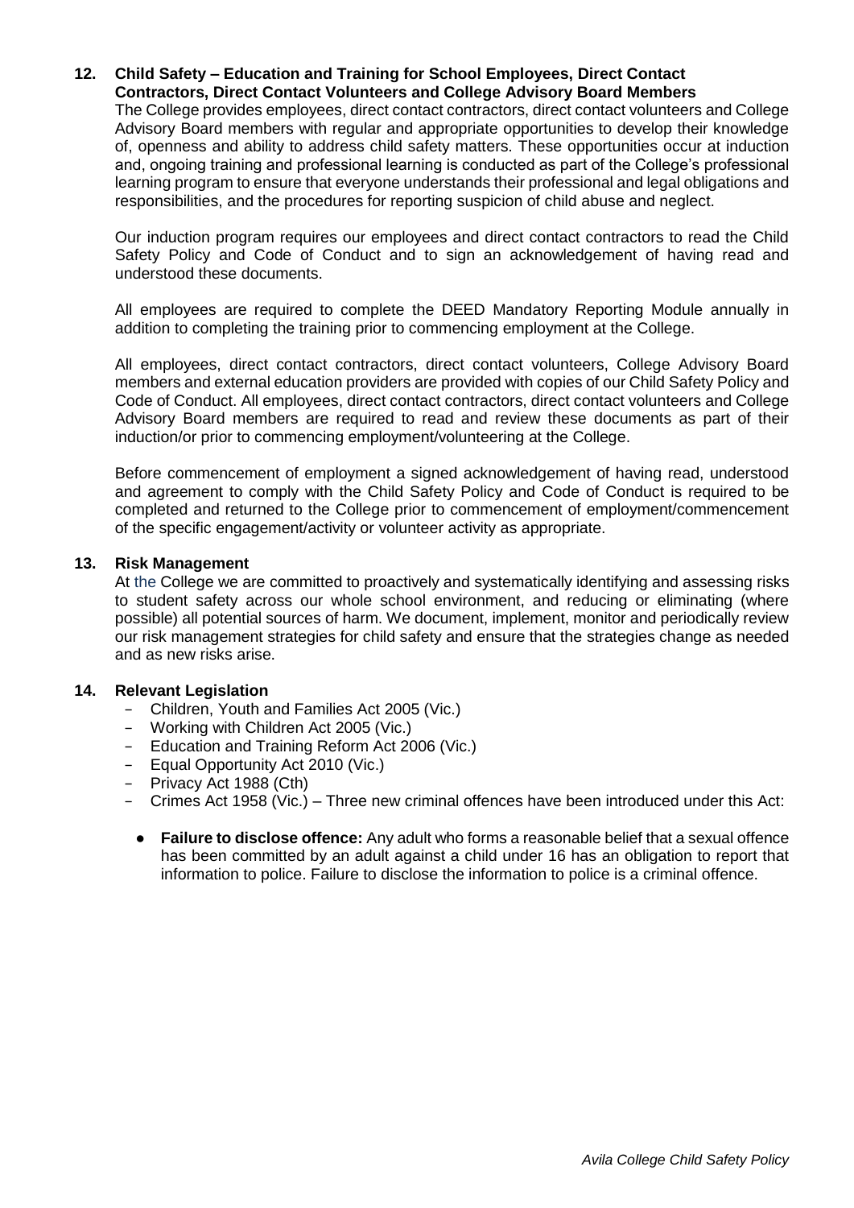## 12. Child Safety – Education and Training for School Employees, Direct Contact Contractors, Direct Contact Volunteers and College Advisory Board Members

The College provides employees, direct contact contractors, direct contact volunteers and College Advisory Board members with regular and appropriate opportunities to develop their knowledge of, openness and ability to address child safety matters. These opportunities occur at induction and, ongoing training and professional learning is conducted as part of the College's professional learning program to ensure that everyone understands their professional and legal obligations and responsibilities, and the procedures for reporting suspicion of child abuse and neglect.

Our induction program requires our employees and direct contact contractors to read the Child Safety Policy and Code of Conduct and to sign an acknowledgement of having read and understood these documents.

All employees are required to complete the DEED Mandatory Reporting Module annually in addition to completing the training prior to commencing employment at the College.

All employees, direct contact contractors, direct contact volunteers, College Advisory Board members and external education providers are provided with copies of our Child Safety Policy and Code of Conduct. All employees, direct contact contractors, direct contact volunteers and College Advisory Board members are required to read and review these documents as part of their induction/or prior to commencing employment/volunteering at the College.

Before commencement of employment a signed acknowledgement of having read, understood and agreement to comply with the Child Safety Policy and Code of Conduct is required to be completed and returned to the College prior to commencement of employment/commencement of the specific engagement/activity or volunteer activity as appropriate.

## 13. Risk Management

At the College we are committed to proactively and systematically identifying and assessing risks to student safety across our whole school environment, and reducing or eliminating (where possible) all potential sources of harm. We document, implement, monitor and periodically review our risk management strategies for child safety and ensure that the strategies change as needed and as new risks arise.

## 14. Relevant Legislation

- Children, Youth and Families Act 2005 (Vic.)
- Working with Children Act 2005 (Vic.)
- Education and Training Reform Act 2006 (Vic.)
- Equal Opportunity Act 2010 (Vic.)
- Privacy Act 1988 (Cth)
- Crimes Act 1958 (Vic.) – Three new criminal offences have been introduced under this Act:
  - **Failure to disclose offence:** Any adult who forms a reasonable belief that a sexual offence has been committed by an adult against a child under 16 has an obligation to report that information to police. Failure to disclose the information to police is a criminal offence.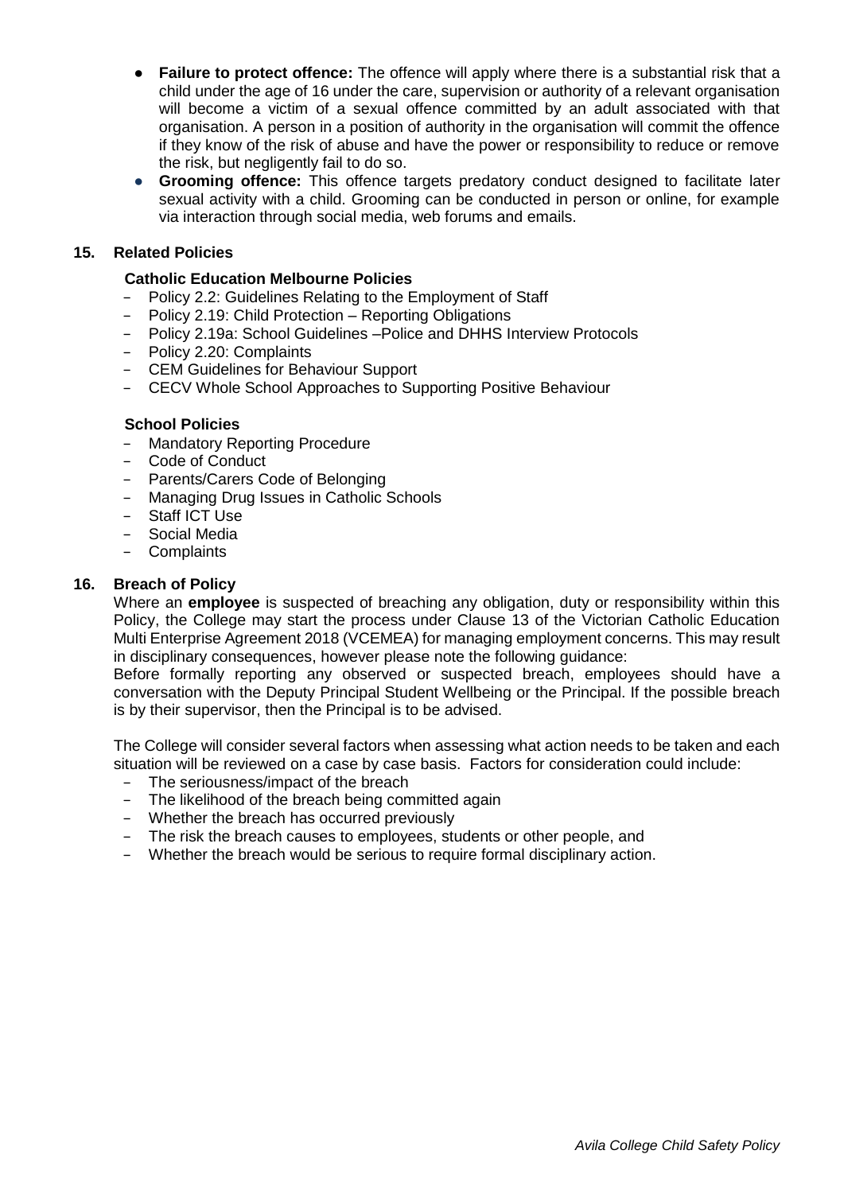- **Failure to protect offence:** The offence will apply where there is a substantial risk that a child under the age of 16 under the care, supervision or authority of a relevant organisation will become a victim of a sexual offence committed by an adult associated with that organisation. A person in a position of authority in the organisation will commit the offence if they know of the risk of abuse and have the power or responsibility to reduce or remove the risk, but negligently fail to do so.
- **Grooming offence:** This offence targets predatory conduct designed to facilitate later sexual activity with a child. Grooming can be conducted in person or online, for example via interaction through social media, web forums and emails.

## 15. Related Policies

### Catholic Education Melbourne Policies

- Policy 2.2: Guidelines Relating to the Employment of Staff
- Policy 2.19: Child Protection – Reporting Obligations
- Policy 2.19a: School Guidelines –Police and DHHS Interview Protocols
- Policy 2.20: Complaints
- CEM Guidelines for Behaviour Support
- CECV Whole School Approaches to Supporting Positive Behaviour

### School Policies

- Mandatory Reporting Procedure
- Code of Conduct
- Parents/Carers Code of Belonging
- Managing Drug Issues in Catholic Schools
- Staff ICT Use
- Social Media
- Complaints

## 16. Breach of Policy

Where an **employee** is suspected of breaching any obligation, duty or responsibility within this Policy, the College may start the process under Clause 13 of the Victorian Catholic Education Multi Enterprise Agreement 2018 (VCEMEA) for managing employment concerns. This may result in disciplinary consequences, however please note the following guidance:
Before formally reporting any observed or suspected breach, employees should have a conversation with the Deputy Principal Student Wellbeing or the Principal. If the possible breach is by their supervisor, then the Principal is to be advised.

The College will consider several factors when assessing what action needs to be taken and each situation will be reviewed on a case by case basis. Factors for consideration could include:

- The seriousness/impact of the breach
- The likelihood of the breach being committed again
- Whether the breach has occurred previously
- The risk the breach causes to employees, students or other people, and
- Whether the breach would be serious to require formal disciplinary action.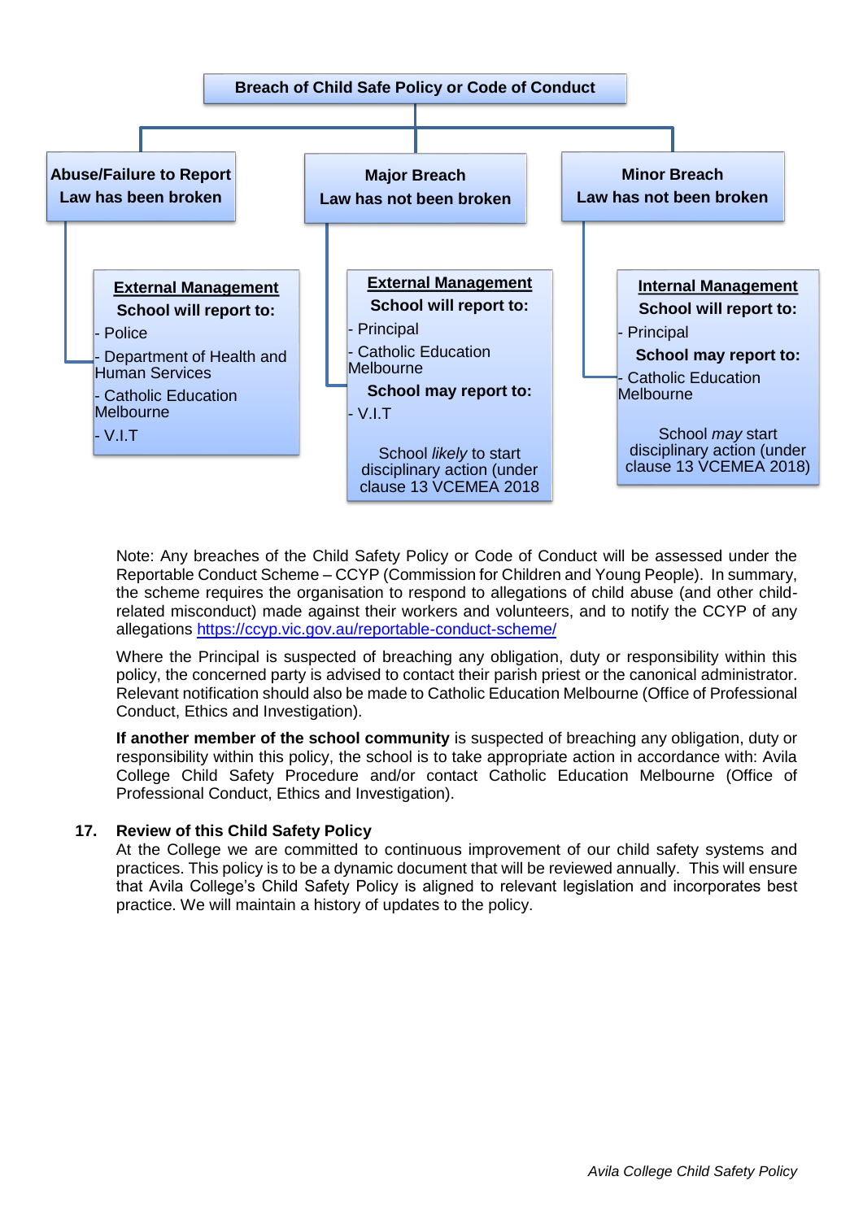**Breach of Child Safe Policy or Code of Conduct**

**Abuse/Failure to Report**
**Law has been broken**

**External Management**
**School will report to:**
- Police
- Department of Health and Human Services
- Catholic Education Melbourne
- V.I.T

**Major Breach**
**Law has not been broken**

**External Management**
**School will report to:**
- Principal
- Catholic Education Melbourne

**School may report to:**
- V.I.T

School *likely* to start disciplinary action (under clause 13 VCEMEA 2018

**Minor Breach**
**Law has not been broken**

**Internal Management**
**School will report to:**
- Principal

**School may report to:**
- Catholic Education Melbourne

School *may* start disciplinary action (under clause 13 VCEMEA 2018)

Note: Any breaches of the Child Safety Policy or Code of Conduct will be assessed under the Reportable Conduct Scheme – CCYP (Commission for Children and Young People). In summary, the scheme requires the organisation to respond to allegations of child abuse (and other child-related misconduct) made against their workers and volunteers, and to notify the CCYP of any allegations https://ccyp.vic.gov.au/reportable-conduct-scheme/

Where the Principal is suspected of breaching any obligation, duty or responsibility within this policy, the concerned party is advised to contact their parish priest or the canonical administrator. Relevant notification should also be made to Catholic Education Melbourne (Office of Professional Conduct, Ethics and Investigation).

**If another member of the school community** is suspected of breaching any obligation, duty or responsibility within this policy, the school is to take appropriate action in accordance with: Avila College Child Safety Procedure and/or contact Catholic Education Melbourne (Office of Professional Conduct, Ethics and Investigation).

## 17. Review of this Child Safety Policy

At the College we are committed to continuous improvement of our child safety systems and practices. This policy is to be a dynamic document that will be reviewed annually. This will ensure that Avila College's Child Safety Policy is aligned to relevant legislation and incorporates best practice. We will maintain a history of updates to the policy.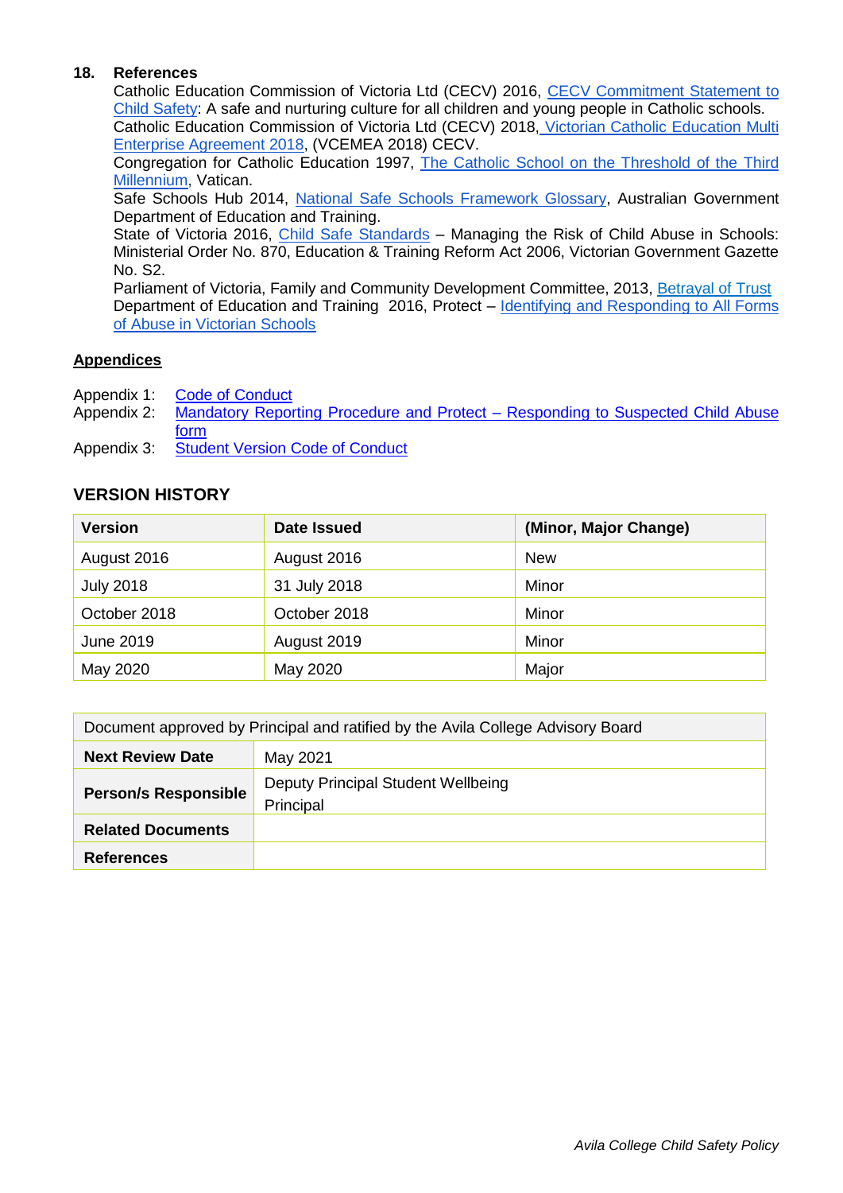## 18. References

Catholic Education Commission of Victoria Ltd (CECV) 2016, CECV Commitment Statement to Child Safety: A safe and nurturing culture for all children and young people in Catholic schools.
Catholic Education Commission of Victoria Ltd (CECV) 2018, Victorian Catholic Education Multi Enterprise Agreement 2018, (VCEMEA 2018) CECV.
Congregation for Catholic Education 1997, The Catholic School on the Threshold of the Third Millennium, Vatican.
Safe Schools Hub 2014, National Safe Schools Framework Glossary, Australian Government Department of Education and Training.
State of Victoria 2016, Child Safe Standards – Managing the Risk of Child Abuse in Schools: Ministerial Order No. 870, Education & Training Reform Act 2006, Victorian Government Gazette No. S2.
Parliament of Victoria, Family and Community Development Committee, 2013, Betrayal of Trust
Department of Education and Training 2016, Protect – Identifying and Responding to All Forms of Abuse in Victorian Schools

## Appendices

Appendix 1: Code of Conduct
Appendix 2: Mandatory Reporting Procedure and Protect – Responding to Suspected Child Abuse form
Appendix 3: Student Version Code of Conduct

## VERSION HISTORY

| Version | Date Issued | (Minor, Major Change) |
|---|---|---|
| August 2016 | August 2016 | New |
| July 2018 | 31 July 2018 | Minor |
| October 2018 | October 2018 | Minor |
| June 2019 | August 2019 | Minor |
| May 2020 | May 2020 | Major |

| Document approved by Principal and ratified by the Avila College Advisory Board | |
|---|---|
| **Next Review Date** | May 2021 |
| **Person/s Responsible** | Deputy Principal Student Wellbeing<br>Principal |
| **Related Documents** | |
| **References** | |